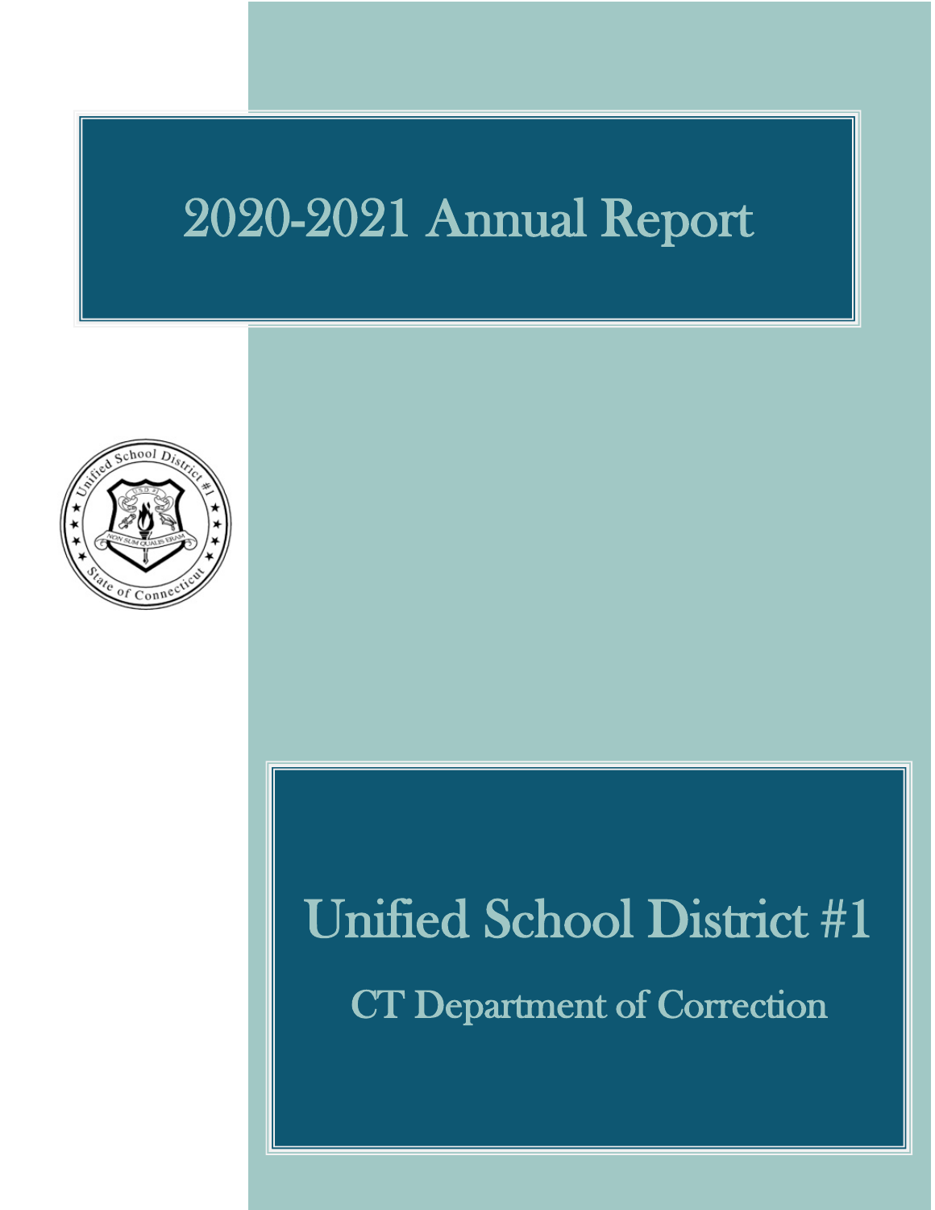# 2020-2021 Annual Report

# Unified School District #1

## CT Department of Correction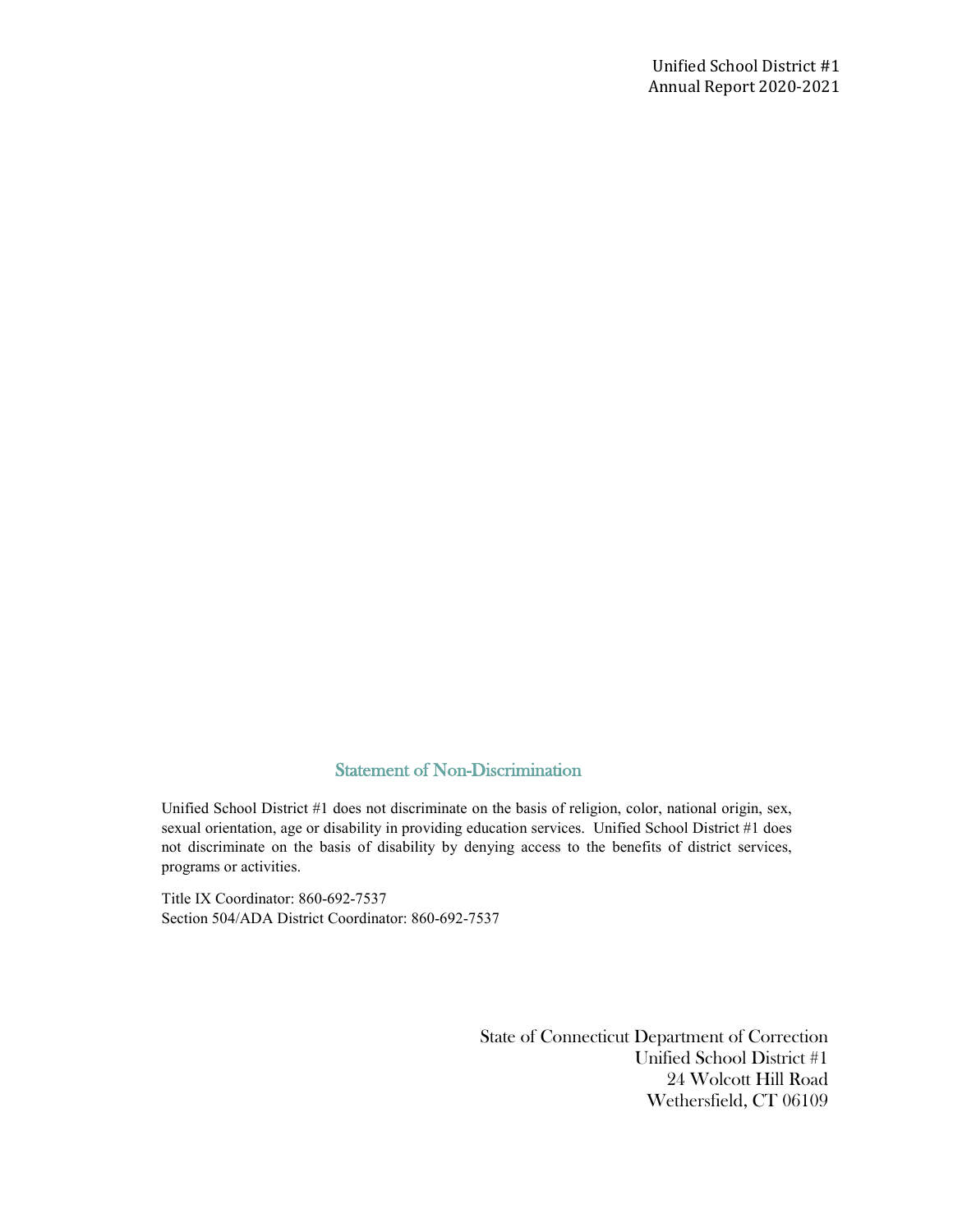## Statement of Non-Discrimination

Unified School District #1 does not discriminate on the basis of religion, color, national origin, sex, sexual orientation, age or disability in providing education services. Unified School District #1 does not discriminate on the basis of disability by denying access to the benefits of district services, programs or activities.

Title IX Coordinator: 860-692-7537
Section 504/ADA District Coordinator: 860-692-7537

State of Connecticut Department of Correction
Unified School District #1
24 Wolcott Hill Road
Wethersfield, CT 06109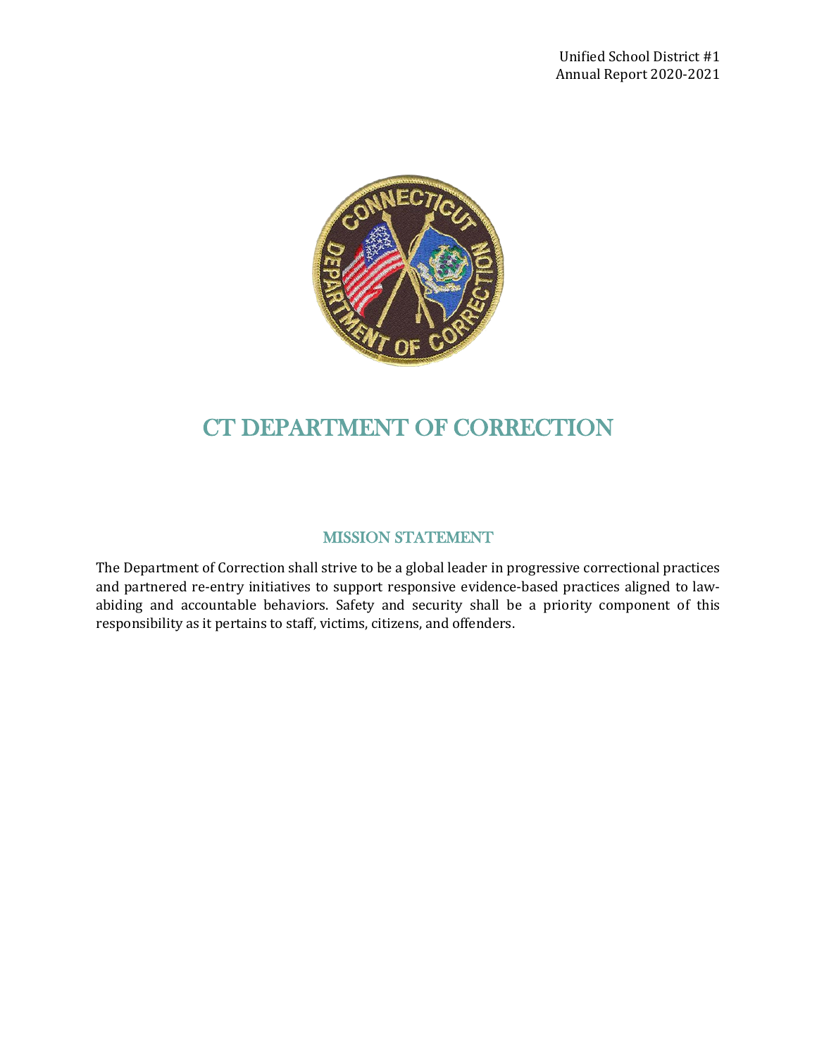# CT DEPARTMENT OF CORRECTION

## MISSION STATEMENT

The Department of Correction shall strive to be a global leader in progressive correctional practices and partnered re-entry initiatives to support responsive evidence-based practices aligned to law-abiding and accountable behaviors. Safety and security shall be a priority component of this responsibility as it pertains to staff, victims, citizens, and offenders.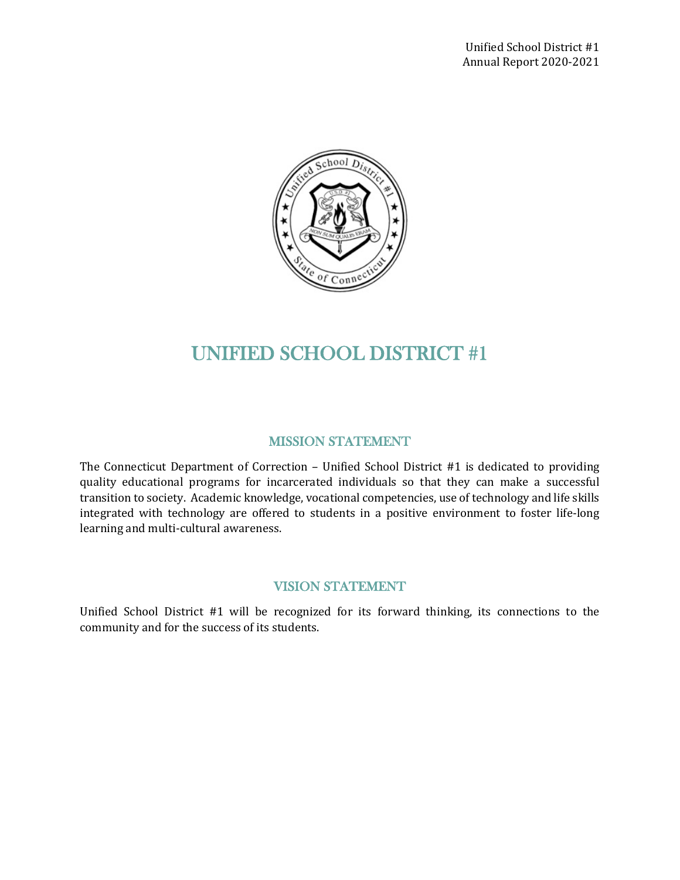# UNIFIED SCHOOL DISTRICT #1

## MISSION STATEMENT

The Connecticut Department of Correction – Unified School District #1 is dedicated to providing quality educational programs for incarcerated individuals so that they can make a successful transition to society. Academic knowledge, vocational competencies, use of technology and life skills integrated with technology are offered to students in a positive environment to foster life-long learning and multi-cultural awareness.

## VISION STATEMENT

Unified School District #1 will be recognized for its forward thinking, its connections to the community and for the success of its students.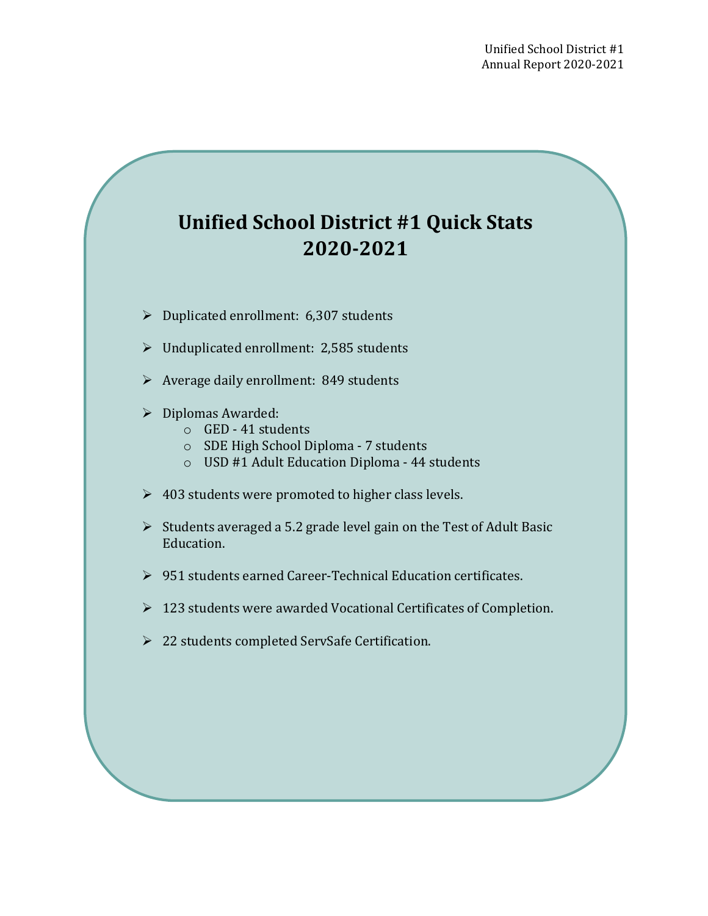# Unified School District #1 Quick Stats 2020-2021

- Duplicated enrollment: 6,307 students
- Unduplicated enrollment: 2,585 students
- Average daily enrollment: 849 students
- Diplomas Awarded:
  - GED - 41 students
  - SDE High School Diploma - 7 students
  - USD #1 Adult Education Diploma - 44 students
- 403 students were promoted to higher class levels.
- Students averaged a 5.2 grade level gain on the Test of Adult Basic Education.
- 951 students earned Career-Technical Education certificates.
- 123 students were awarded Vocational Certificates of Completion.
- 22 students completed ServSafe Certification.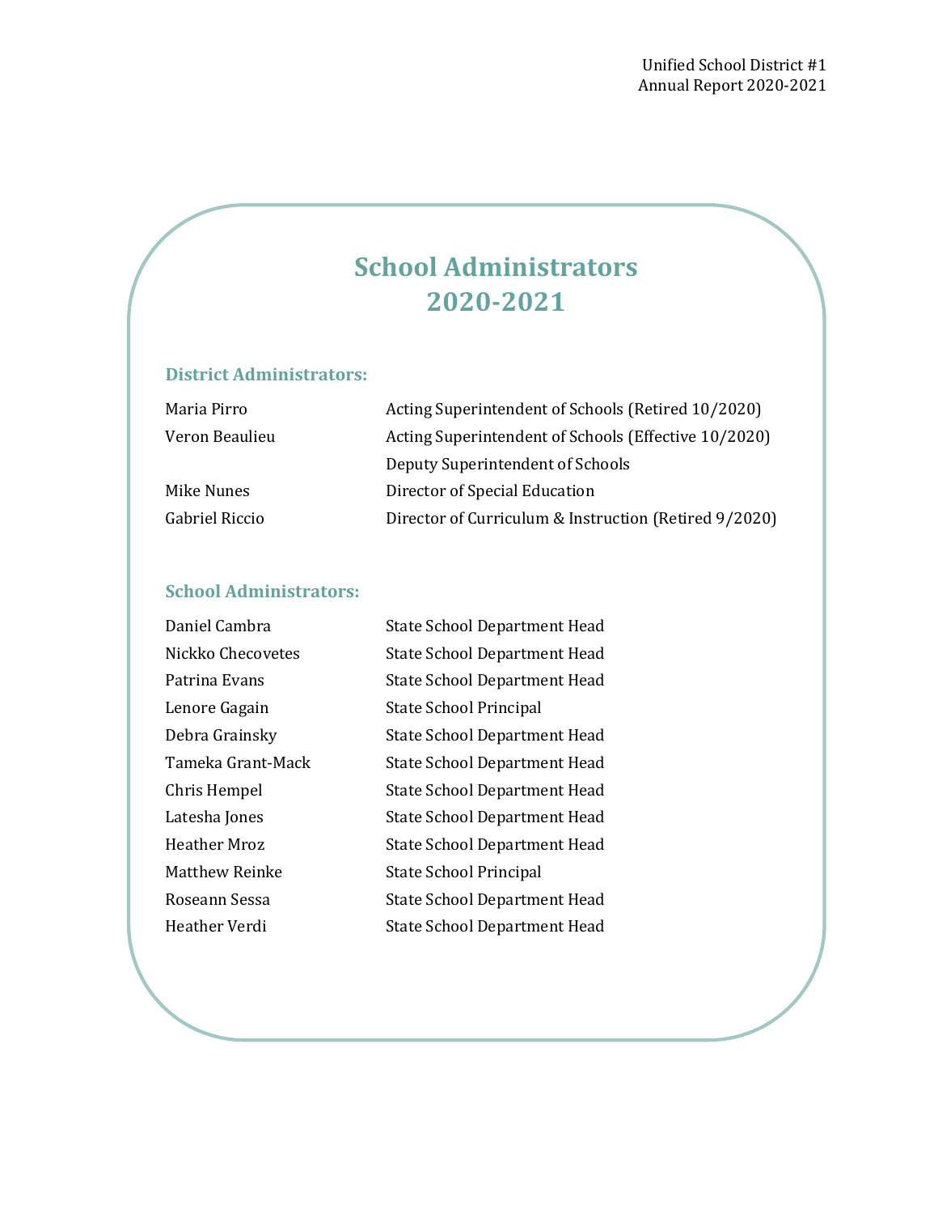# School Administrators 2020-2021

## District Administrators:

| | |
|---|---|
| Maria Pirro | Acting Superintendent of Schools (Retired 10/2020) |
| Veron Beaulieu | Acting Superintendent of Schools (Effective 10/2020) |
| | Deputy Superintendent of Schools |
| Mike Nunes | Director of Special Education |
| Gabriel Riccio | Director of Curriculum & Instruction (Retired 9/2020) |

## School Administrators:

| | |
|---|---|
| Daniel Cambra | State School Department Head |
| Nickko Checovetes | State School Department Head |
| Patrina Evans | State School Department Head |
| Lenore Gagain | State School Principal |
| Debra Grainsky | State School Department Head |
| Tameka Grant-Mack | State School Department Head |
| Chris Hempel | State School Department Head |
| Latesha Jones | State School Department Head |
| Heather Mroz | State School Department Head |
| Matthew Reinke | State School Principal |
| Roseann Sessa | State School Department Head |
| Heather Verdi | State School Department Head |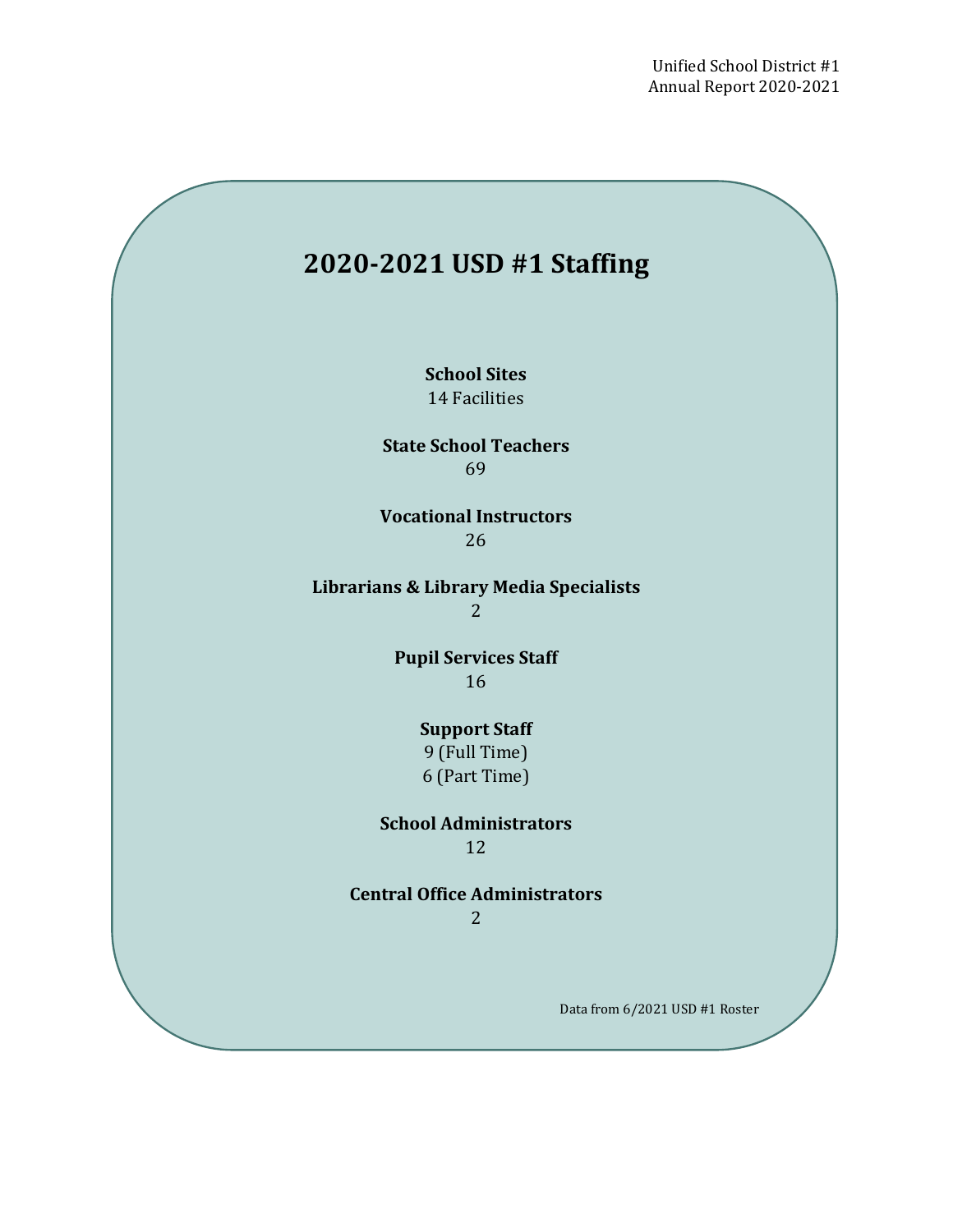# 2020-2021 USD #1 Staffing

**School Sites**
14 Facilities

**State School Teachers**
69

**Vocational Instructors**
26

**Librarians & Library Media Specialists**
2

**Pupil Services Staff**
16

**Support Staff**
9 (Full Time)
6 (Part Time)

**School Administrators**
12

**Central Office Administrators**
2

Data from 6/2021 USD #1 Roster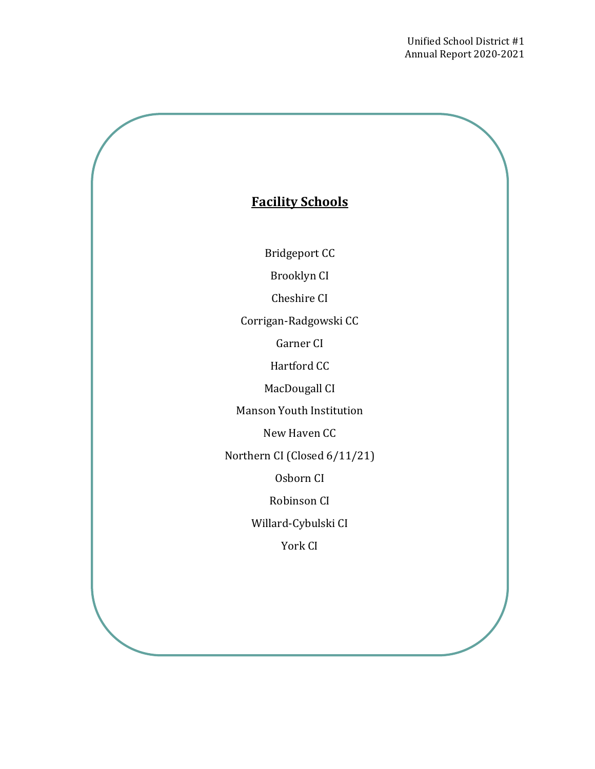## Facility Schools

Bridgeport CC

Brooklyn CI

Cheshire CI

Corrigan-Radgowski CC

Garner CI

Hartford CC

MacDougall CI

Manson Youth Institution

New Haven CC

Northern CI (Closed 6/11/21)

Osborn CI

Robinson CI

Willard-Cybulski CI

York CI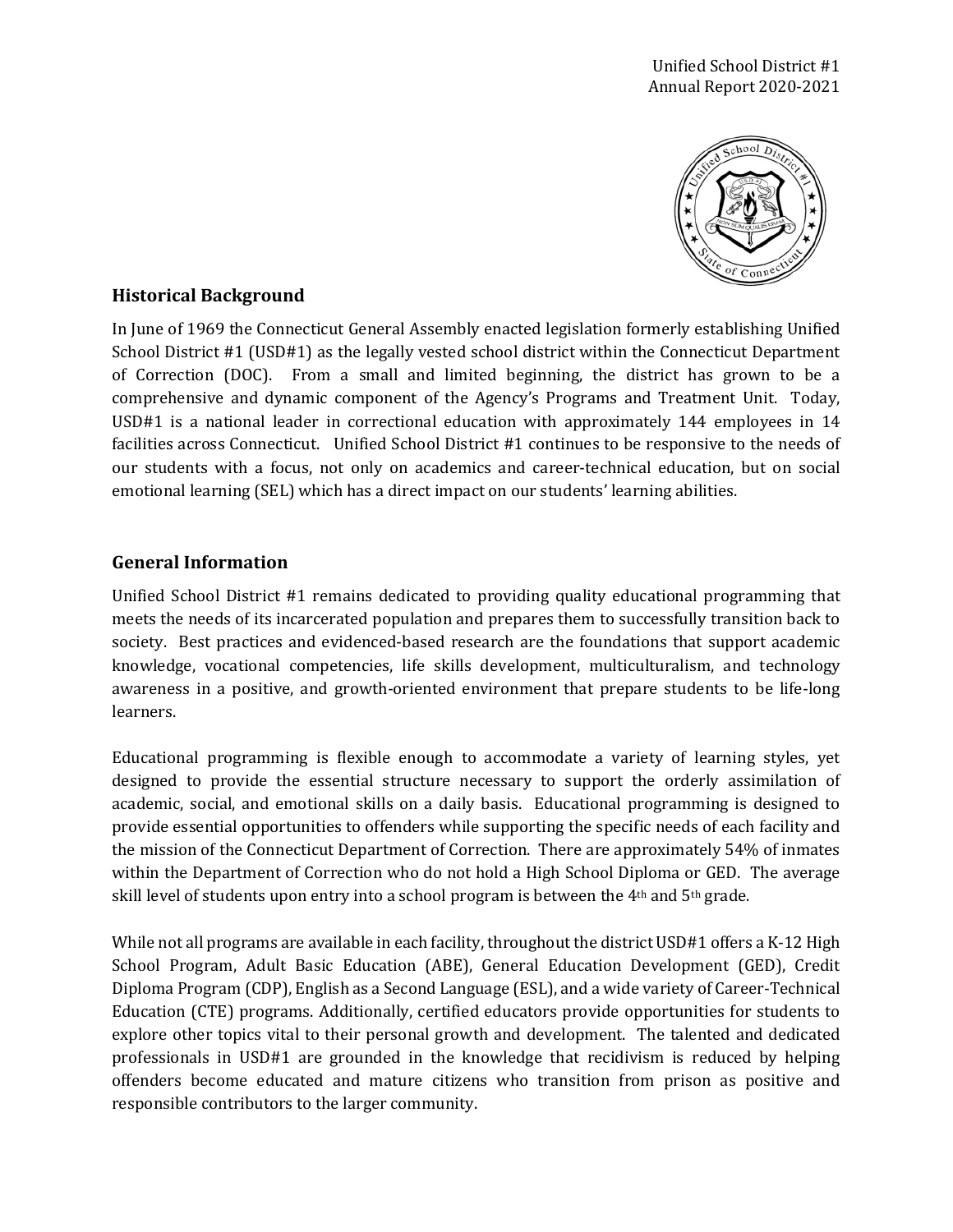Unified School District #1
Annual Report 2020-2021

## Historical Background

In June of 1969 the Connecticut General Assembly enacted legislation formerly establishing Unified School District #1 (USD#1) as the legally vested school district within the Connecticut Department of Correction (DOC). From a small and limited beginning, the district has grown to be a comprehensive and dynamic component of the Agency's Programs and Treatment Unit. Today, USD#1 is a national leader in correctional education with approximately 144 employees in 14 facilities across Connecticut. Unified School District #1 continues to be responsive to the needs of our students with a focus, not only on academics and career-technical education, but on social emotional learning (SEL) which has a direct impact on our students' learning abilities.

## General Information

Unified School District #1 remains dedicated to providing quality educational programming that meets the needs of its incarcerated population and prepares them to successfully transition back to society. Best practices and evidenced-based research are the foundations that support academic knowledge, vocational competencies, life skills development, multiculturalism, and technology awareness in a positive, and growth-oriented environment that prepare students to be life-long learners.

Educational programming is flexible enough to accommodate a variety of learning styles, yet designed to provide the essential structure necessary to support the orderly assimilation of academic, social, and emotional skills on a daily basis. Educational programming is designed to provide essential opportunities to offenders while supporting the specific needs of each facility and the mission of the Connecticut Department of Correction. There are approximately 54% of inmates within the Department of Correction who do not hold a High School Diploma or GED. The average skill level of students upon entry into a school program is between the 4th and 5th grade.

While not all programs are available in each facility, throughout the district USD#1 offers a K-12 High School Program, Adult Basic Education (ABE), General Education Development (GED), Credit Diploma Program (CDP), English as a Second Language (ESL), and a wide variety of Career-Technical Education (CTE) programs. Additionally, certified educators provide opportunities for students to explore other topics vital to their personal growth and development. The talented and dedicated professionals in USD#1 are grounded in the knowledge that recidivism is reduced by helping offenders become educated and mature citizens who transition from prison as positive and responsible contributors to the larger community.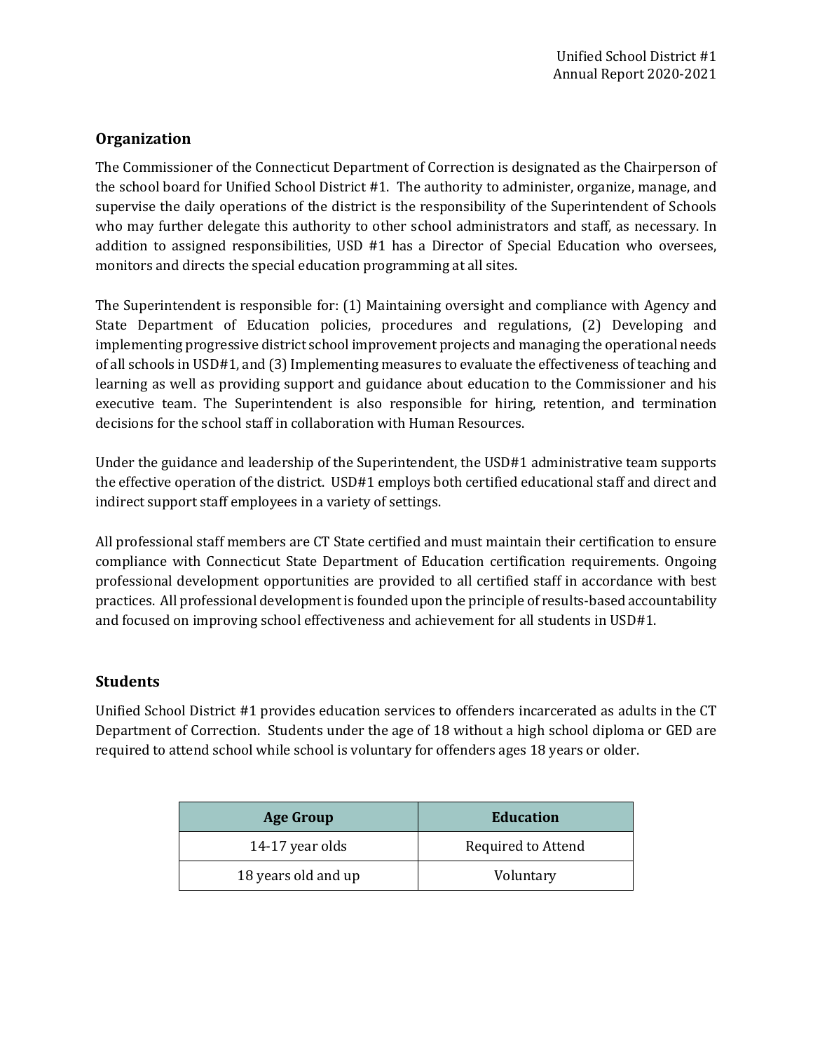## Organization

The Commissioner of the Connecticut Department of Correction is designated as the Chairperson of the school board for Unified School District #1. The authority to administer, organize, manage, and supervise the daily operations of the district is the responsibility of the Superintendent of Schools who may further delegate this authority to other school administrators and staff, as necessary. In addition to assigned responsibilities, USD #1 has a Director of Special Education who oversees, monitors and directs the special education programming at all sites.

The Superintendent is responsible for: (1) Maintaining oversight and compliance with Agency and State Department of Education policies, procedures and regulations, (2) Developing and implementing progressive district school improvement projects and managing the operational needs of all schools in USD#1, and (3) Implementing measures to evaluate the effectiveness of teaching and learning as well as providing support and guidance about education to the Commissioner and his executive team. The Superintendent is also responsible for hiring, retention, and termination decisions for the school staff in collaboration with Human Resources.

Under the guidance and leadership of the Superintendent, the USD#1 administrative team supports the effective operation of the district. USD#1 employs both certified educational staff and direct and indirect support staff employees in a variety of settings.

All professional staff members are CT State certified and must maintain their certification to ensure compliance with Connecticut State Department of Education certification requirements. Ongoing professional development opportunities are provided to all certified staff in accordance with best practices. All professional development is founded upon the principle of results-based accountability and focused on improving school effectiveness and achievement for all students in USD#1.

## Students

Unified School District #1 provides education services to offenders incarcerated as adults in the CT Department of Correction. Students under the age of 18 without a high school diploma or GED are required to attend school while school is voluntary for offenders ages 18 years or older.

| Age Group | Education |
| --- | --- |
| 14-17 year olds | Required to Attend |
| 18 years old and up | Voluntary |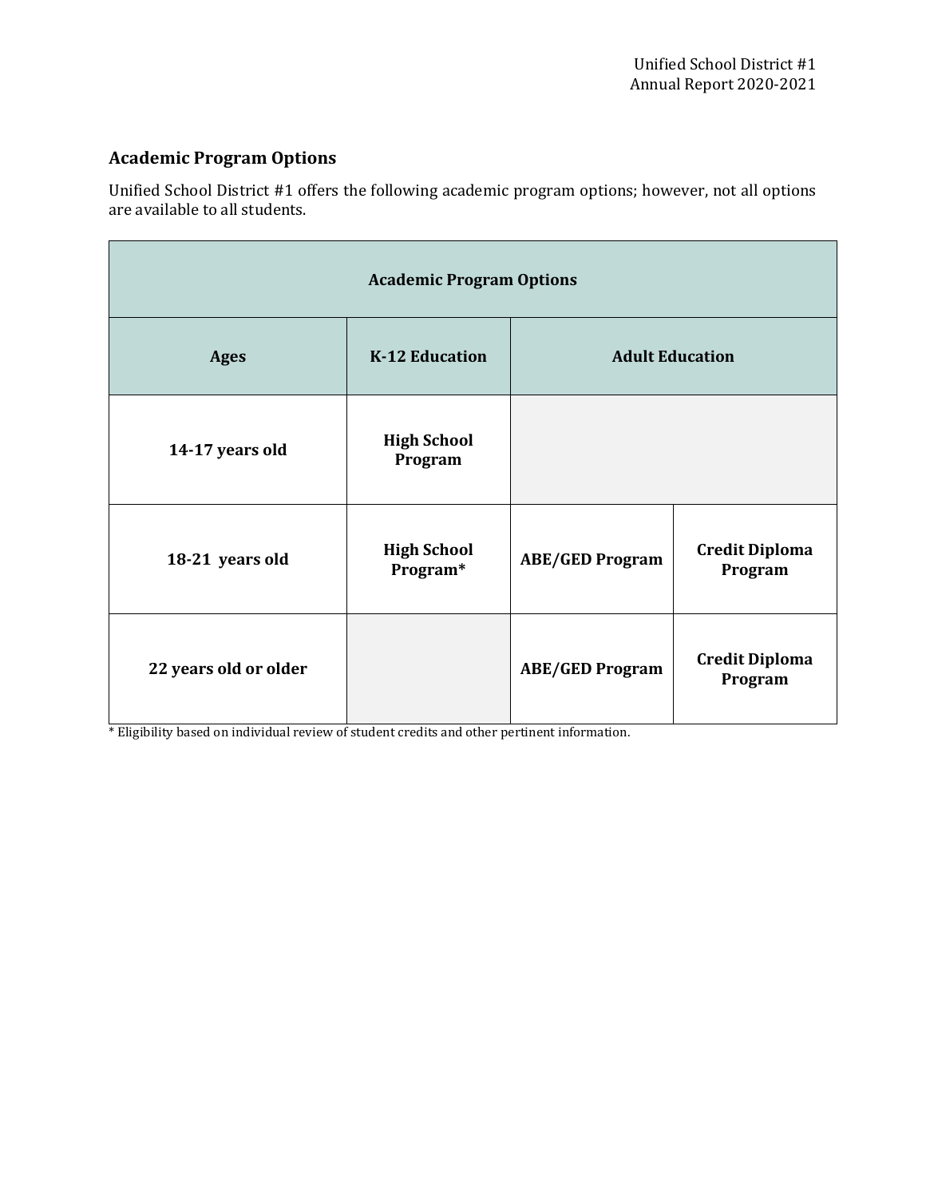## Academic Program Options

Unified School District #1 offers the following academic program options; however, not all options are available to all students.

| Academic Program Options | | | |
|---|---|---|---|
| **Ages** | **K-12 Education** | **Adult Education** | |
| **14-17 years old** | **High School Program** | | |
| **18-21 years old** | **High School Program*** | **ABE/GED Program** | **Credit Diploma Program** |
| **22 years old or older** | | **ABE/GED Program** | **Credit Diploma Program** |

* Eligibility based on individual review of student credits and other pertinent information.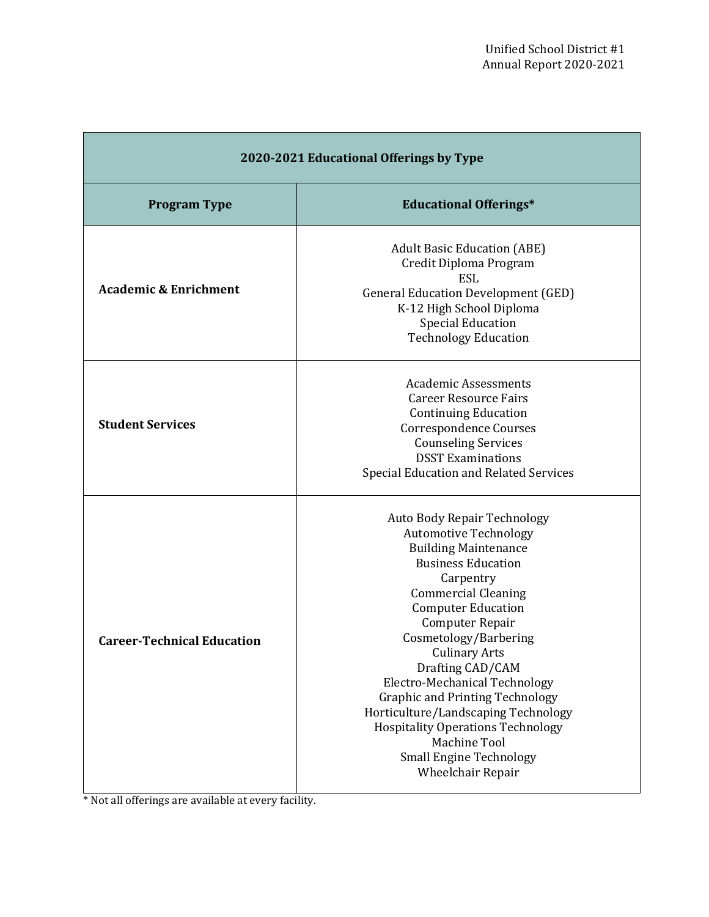| 2020-2021 Educational Offerings by Type | |
|---|---|
| **Program Type** | **Educational Offerings*** |
| **Academic & Enrichment** | Adult Basic Education (ABE)<br>Credit Diploma Program<br>ESL<br>General Education Development (GED)<br>K-12 High School Diploma<br>Special Education<br>Technology Education |
| **Student Services** | Academic Assessments<br>Career Resource Fairs<br>Continuing Education<br>Correspondence Courses<br>Counseling Services<br>DSST Examinations<br>Special Education and Related Services |
| **Career-Technical Education** | Auto Body Repair Technology<br>Automotive Technology<br>Building Maintenance<br>Business Education<br>Carpentry<br>Commercial Cleaning<br>Computer Education<br>Computer Repair<br>Cosmetology/Barbering<br>Culinary Arts<br>Drafting CAD/CAM<br>Electro-Mechanical Technology<br>Graphic and Printing Technology<br>Horticulture/Landscaping Technology<br>Hospitality Operations Technology<br>Machine Tool<br>Small Engine Technology<br>Wheelchair Repair |

* Not all offerings are available at every facility.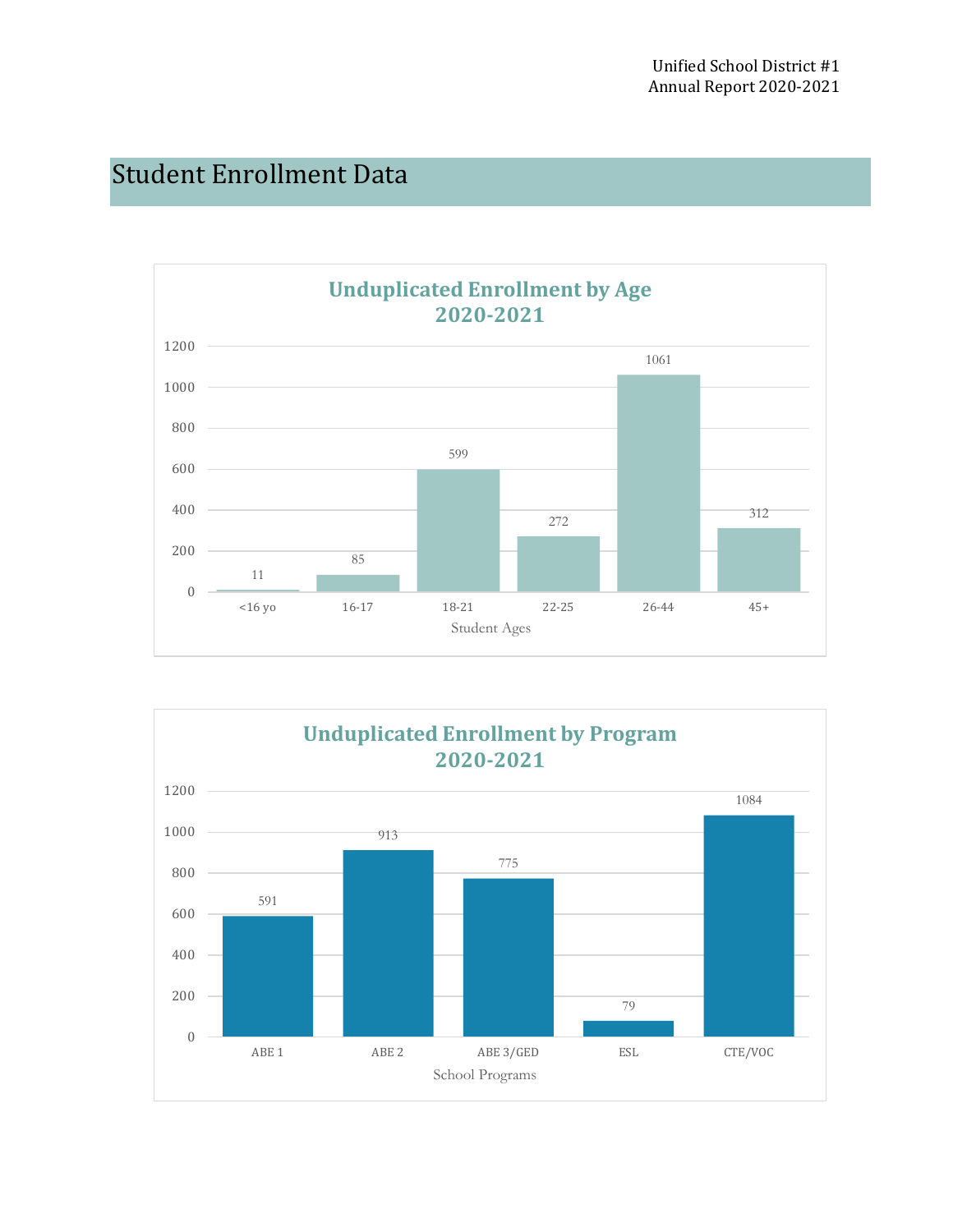## Student Enrollment Data

**Unduplicated Enrollment by Age 2020-2021**

| Student Ages | Enrollment |
|---|---|
| <16 yo | 11 |
| 16-17 | 85 |
| 18-21 | 599 |
| 22-25 | 272 |
| 26-44 | 1061 |
| 45+ | 312 |

**Unduplicated Enrollment by Program 2020-2021**

| School Programs | Enrollment |
|---|---|
| ABE 1 | 591 |
| ABE 2 | 913 |
| ABE 3/GED | 775 |
| ESL | 79 |
| CTE/VOC | 1084 |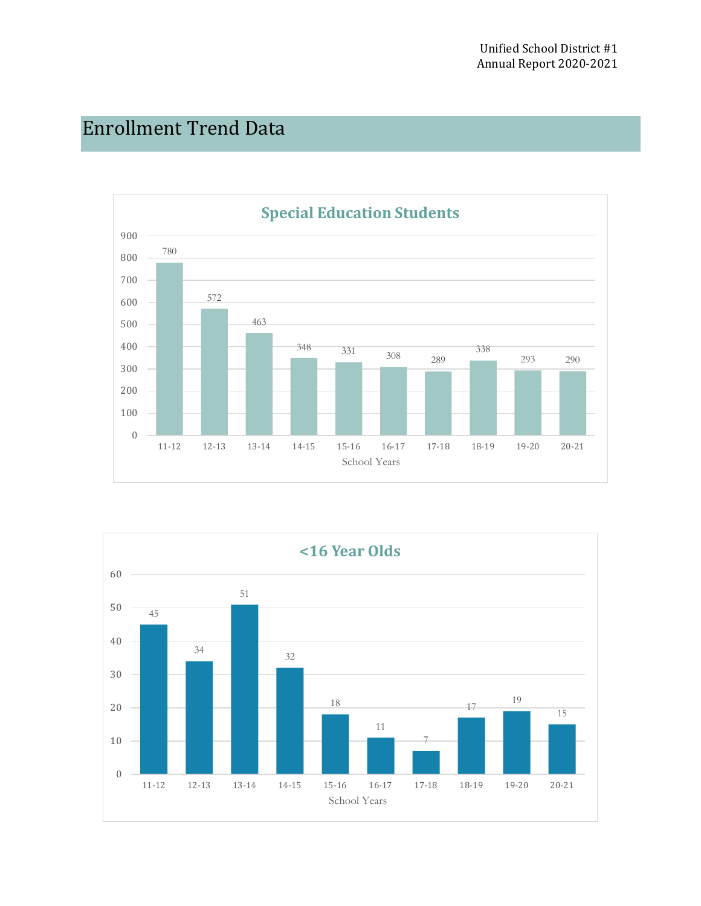## Enrollment Trend Data

**Special Education Students**

| School Years | 11-12 | 12-13 | 13-14 | 14-15 | 15-16 | 16-17 | 17-18 | 18-19 | 19-20 | 20-21 |
|---|---|---|---|---|---|---|---|---|---|---|
| Students | 780 | 572 | 463 | 348 | 331 | 308 | 289 | 338 | 293 | 290 |

**<16 Year Olds**

| School Years | 11-12 | 12-13 | 13-14 | 14-15 | 15-16 | 16-17 | 17-18 | 18-19 | 19-20 | 20-21 |
|---|---|---|---|---|---|---|---|---|---|---|
| Students | 45 | 34 | 51 | 32 | 18 | 11 | 7 | 17 | 19 | 15 |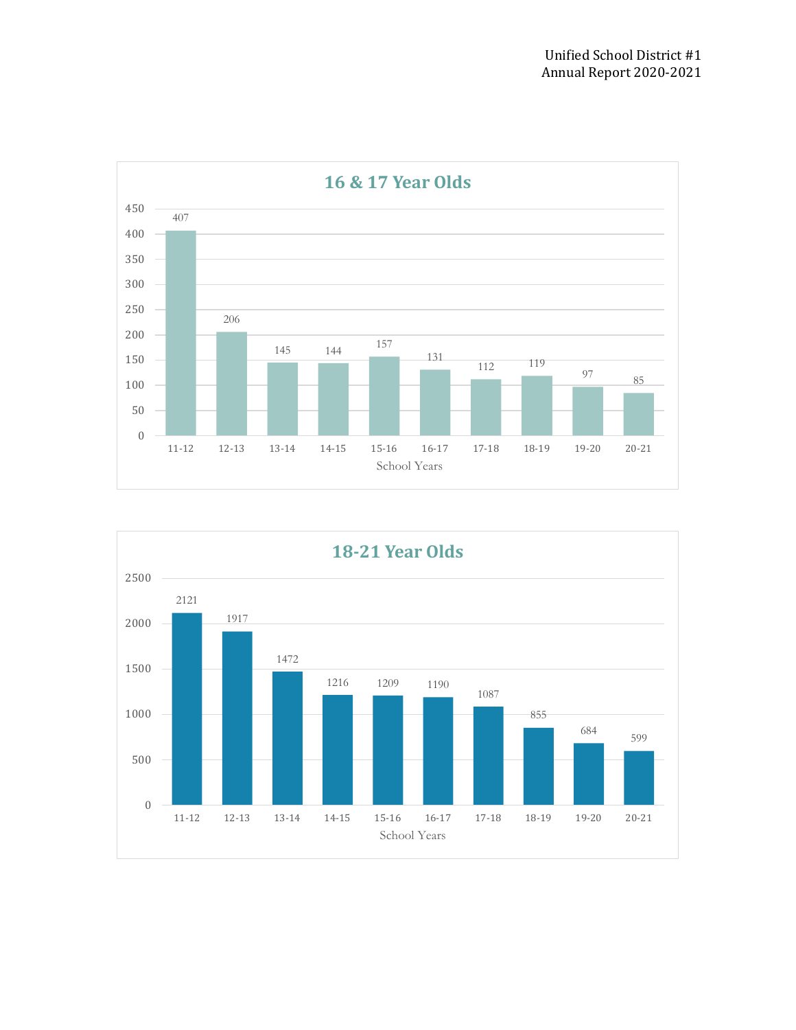## 16 & 17 Year Olds

| School Years | Count |
|---|---|
| 11-12 | 407 |
| 12-13 | 206 |
| 13-14 | 145 |
| 14-15 | 144 |
| 15-16 | 157 |
| 16-17 | 131 |
| 17-18 | 112 |
| 18-19 | 119 |
| 19-20 | 97 |
| 20-21 | 85 |

## 18-21 Year Olds

| School Years | Count |
|---|---|
| 11-12 | 2121 |
| 12-13 | 1917 |
| 13-14 | 1472 |
| 14-15 | 1216 |
| 15-16 | 1209 |
| 16-17 | 1190 |
| 17-18 | 1087 |
| 18-19 | 855 |
| 19-20 | 684 |
| 20-21 | 599 |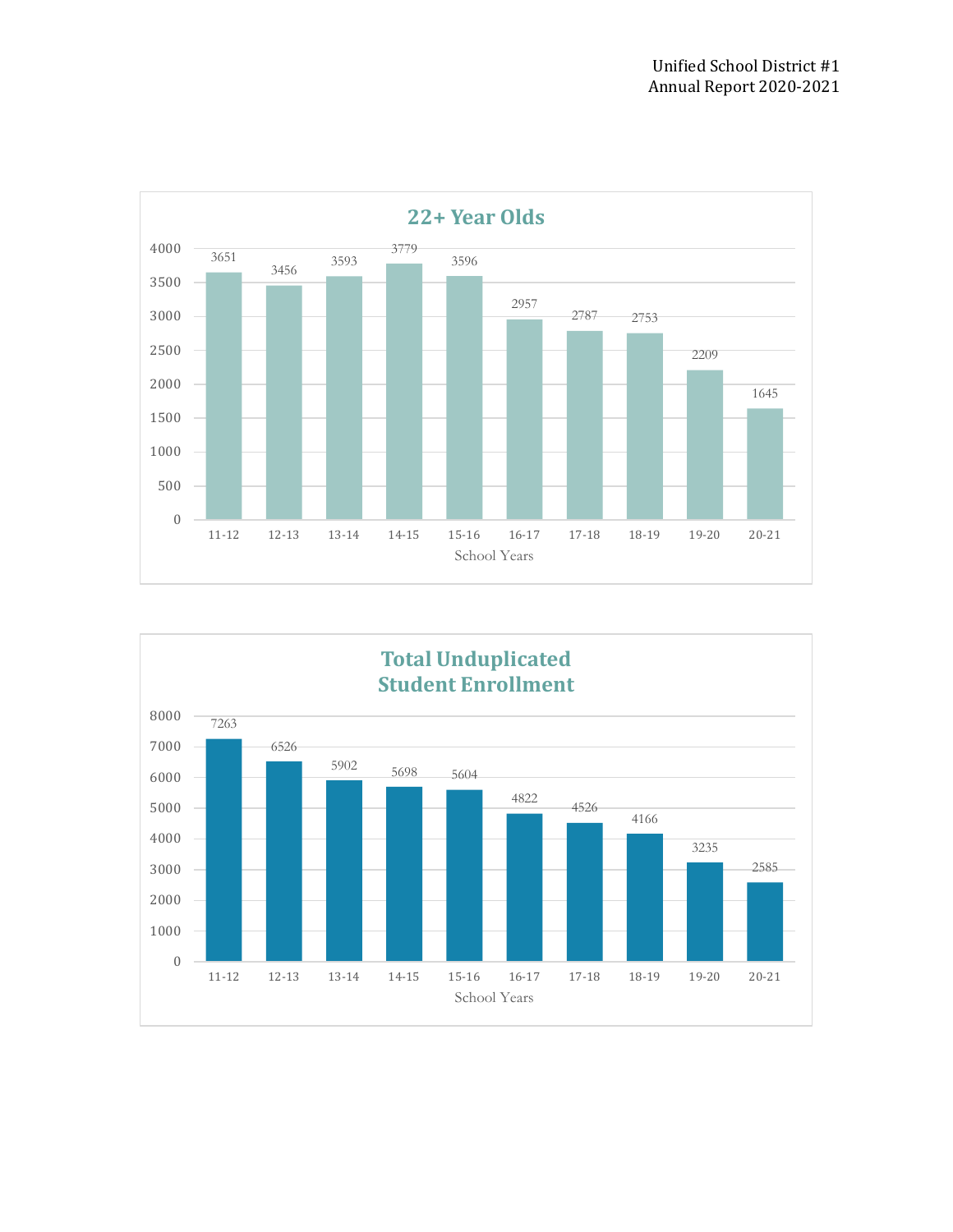## 22+ Year Olds

| School Years | 11-12 | 12-13 | 13-14 | 14-15 | 15-16 | 16-17 | 17-18 | 18-19 | 19-20 | 20-21 |
|---|---|---|---|---|---|---|---|---|---|---|
| 22+ Year Olds | 3651 | 3456 | 3593 | 3779 | 3596 | 2957 | 2787 | 2753 | 2209 | 1645 |

## Total Unduplicated Student Enrollment

| School Years | 11-12 | 12-13 | 13-14 | 14-15 | 15-16 | 16-17 | 17-18 | 18-19 | 19-20 | 20-21 |
|---|---|---|---|---|---|---|---|---|---|---|
| Total Unduplicated Student Enrollment | 7263 | 6526 | 5902 | 5698 | 5604 | 4822 | 4526 | 4166 | 3235 | 2585 |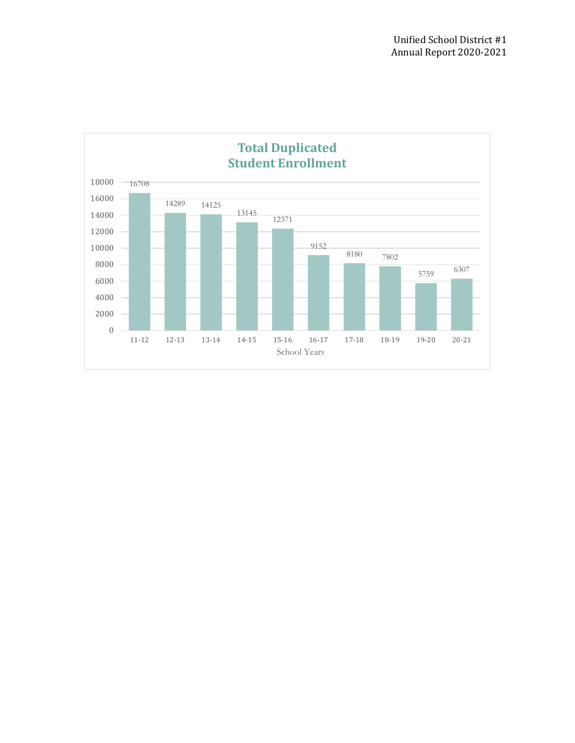## Total Duplicated Student Enrollment

| School Years | Enrollment |
|---|---|
| 11-12 | 16708 |
| 12-13 | 14289 |
| 13-14 | 14125 |
| 14-15 | 13145 |
| 15-16 | 12371 |
| 16-17 | 9152 |
| 17-18 | 8180 |
| 18-19 | 7802 |
| 19-20 | 5759 |
| 20-21 | 6307 |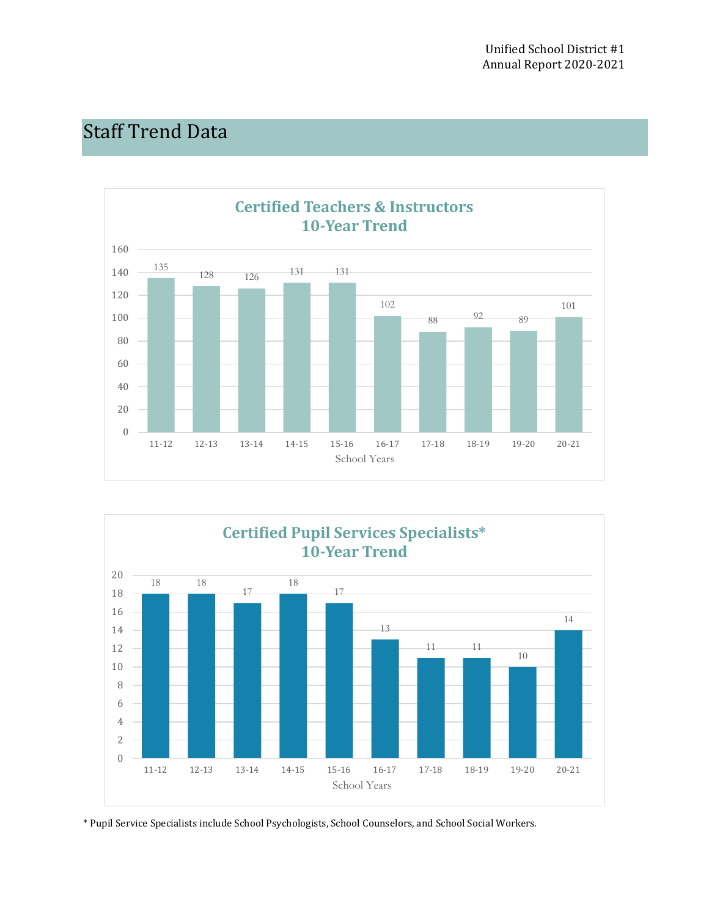# Staff Trend Data

**Certified Teachers & Instructors**
**10-Year Trend**

| School Years | 11-12 | 12-13 | 13-14 | 14-15 | 15-16 | 16-17 | 17-18 | 18-19 | 19-20 | 20-21 |
|---|---|---|---|---|---|---|---|---|---|---|
| Certified Teachers & Instructors | 135 | 128 | 126 | 131 | 131 | 102 | 88 | 92 | 89 | 101 |

**Certified Pupil Services Specialists***
**10-Year Trend**

| School Years | 11-12 | 12-13 | 13-14 | 14-15 | 15-16 | 16-17 | 17-18 | 18-19 | 19-20 | 20-21 |
|---|---|---|---|---|---|---|---|---|---|---|
| Certified Pupil Services Specialists* | 18 | 18 | 17 | 18 | 17 | 13 | 11 | 11 | 10 | 14 |

* Pupil Service Specialists include School Psychologists, School Counselors, and School Social Workers.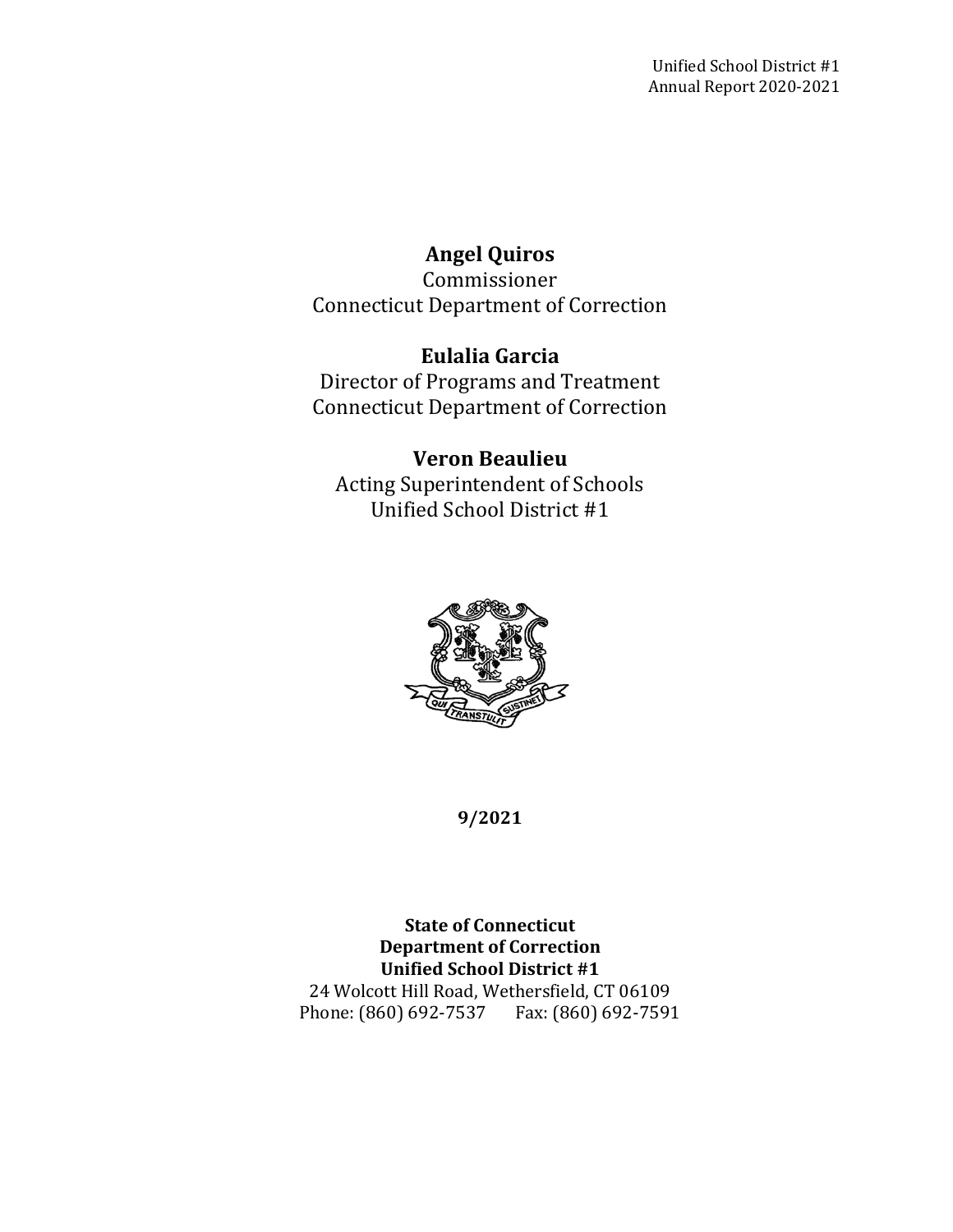**Angel Quiros**
Commissioner
Connecticut Department of Correction

**Eulalia Garcia**
Director of Programs and Treatment
Connecticut Department of Correction

**Veron Beaulieu**
Acting Superintendent of Schools
Unified School District #1

**9/2021**

**State of Connecticut**
**Department of Correction**
**Unified School District #1**
24 Wolcott Hill Road, Wethersfield, CT 06109
Phone: (860) 692-7537 Fax: (860) 692-7591